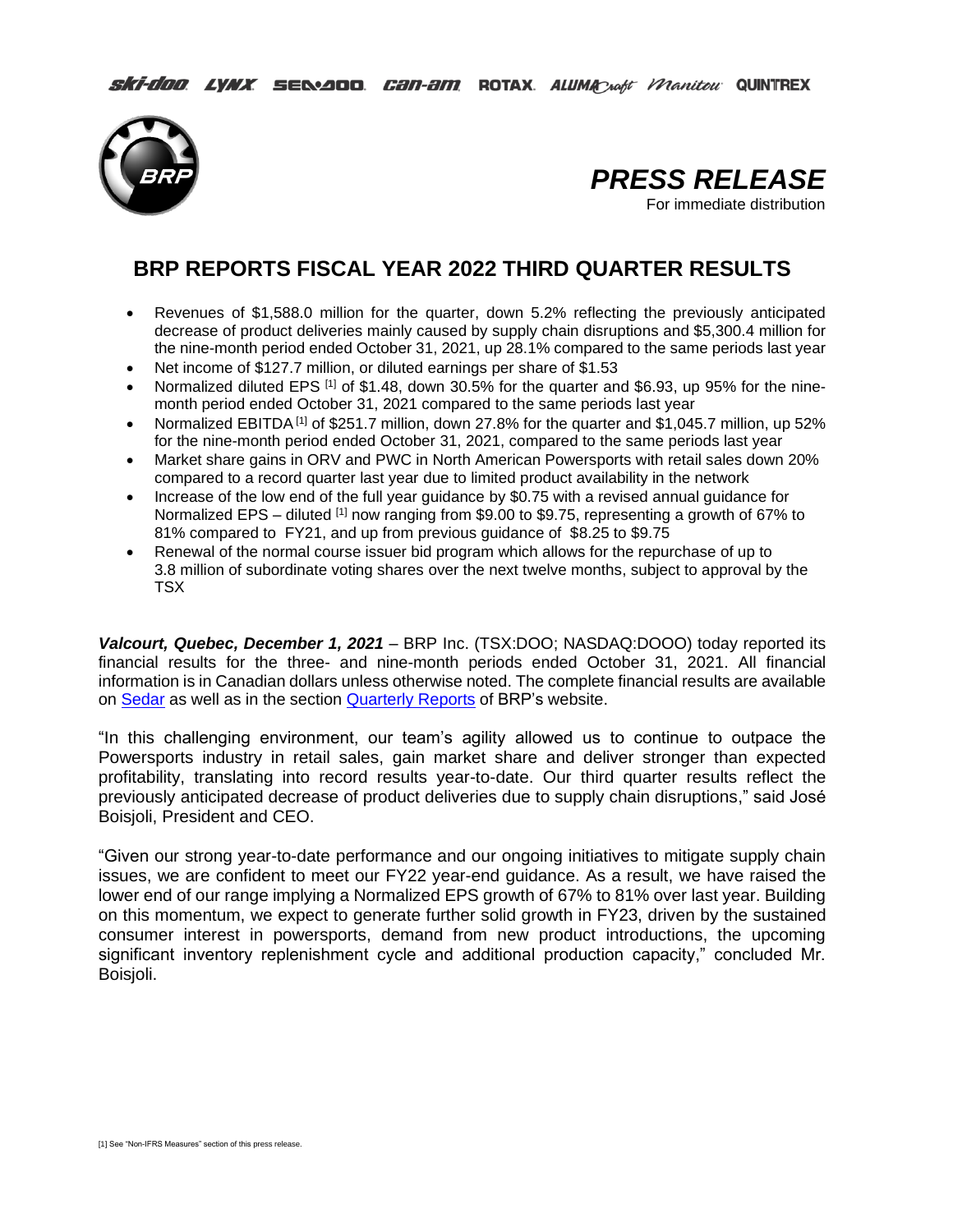ski-doo LYNX SEA-DOO can-am ROTAX ALUMACRAFT Manitou QUINTREX

# PRESS RELEASE

For immediate distribution

## BRP REPORTS FISCAL YEAR 2022 THIRD QUARTER RESULTS

- Revenues of $1,588.0 million for the quarter, down 5.2% reflecting the previously anticipated decrease of product deliveries mainly caused by supply chain disruptions and $5,300.4 million for the nine-month period ended October 31, 2021, up 28.1% compared to the same periods last year
- Net income of $127.7 million, or diluted earnings per share of $1.53
- Normalized diluted EPS [1] of $1.48, down 30.5% for the quarter and $6.93, up 95% for the nine-month period ended October 31, 2021 compared to the same periods last year
- Normalized EBITDA [1] of $251.7 million, down 27.8% for the quarter and $1,045.7 million, up 52% for the nine-month period ended October 31, 2021, compared to the same periods last year
- Market share gains in ORV and PWC in North American Powersports with retail sales down 20% compared to a record quarter last year due to limited product availability in the network
- Increase of the low end of the full year guidance by $0.75 with a revised annual guidance for Normalized EPS – diluted [1] now ranging from $9.00 to $9.75, representing a growth of 67% to 81% compared to FY21, and up from previous guidance of $8.25 to $9.75
- Renewal of the normal course issuer bid program which allows for the repurchase of up to 3.8 million of subordinate voting shares over the next twelve months, subject to approval by the TSX

***Valcourt, Quebec, December 1, 2021*** – BRP Inc. (TSX:DOO; NASDAQ:DOOO) today reported its financial results for the three- and nine-month periods ended October 31, 2021. All financial information is in Canadian dollars unless otherwise noted. The complete financial results are available on Sedar as well as in the section Quarterly Reports of BRP's website.

"In this challenging environment, our team's agility allowed us to continue to outpace the Powersports industry in retail sales, gain market share and deliver stronger than expected profitability, translating into record results year-to-date. Our third quarter results reflect the previously anticipated decrease of product deliveries due to supply chain disruptions," said José Boisjoli, President and CEO.

"Given our strong year-to-date performance and our ongoing initiatives to mitigate supply chain issues, we are confident to meet our FY22 year-end guidance. As a result, we have raised the lower end of our range implying a Normalized EPS growth of 67% to 81% over last year. Building on this momentum, we expect to generate further solid growth in FY23, driven by the sustained consumer interest in powersports, demand from new product introductions, the upcoming significant inventory replenishment cycle and additional production capacity," concluded Mr. Boisjoli.

[1] See "Non-IFRS Measures" section of this press release.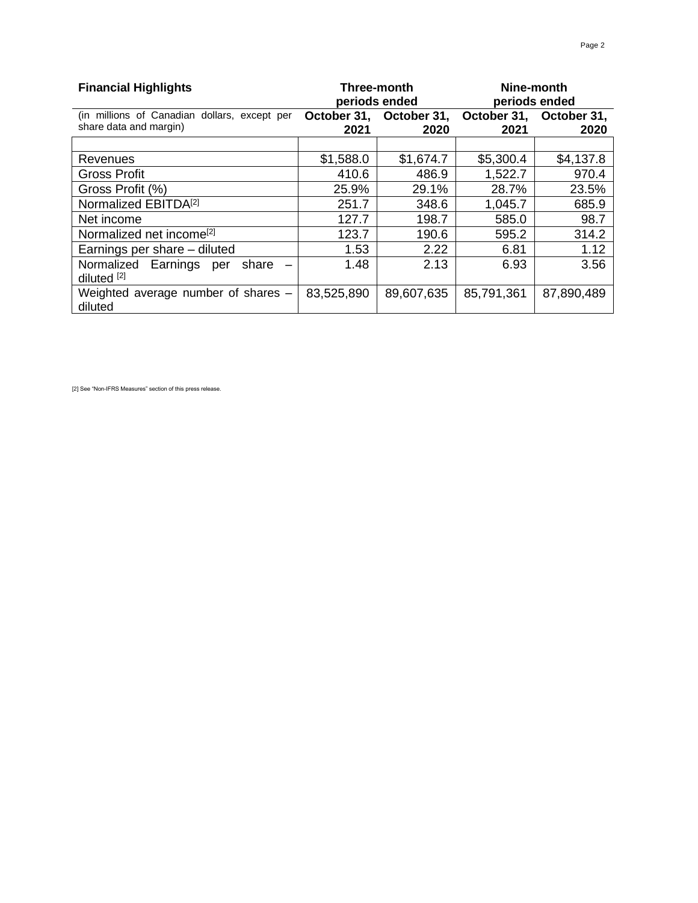| Financial Highlights | Three-month periods ended | | Nine-month periods ended | |
|---|---|---|---|---|
| (in millions of Canadian dollars, except per share data and margin) | October 31, 2021 | October 31, 2020 | October 31, 2021 | October 31, 2020 |
| | | | | |
| Revenues | $1,588.0 | $1,674.7 | $5,300.4 | $4,137.8 |
| Gross Profit | 410.6 | 486.9 | 1,522.7 | 970.4 |
| Gross Profit (%) | 25.9% | 29.1% | 28.7% | 23.5% |
| Normalized EBITDA[2] | 251.7 | 348.6 | 1,045.7 | 685.9 |
| Net income | 127.7 | 198.7 | 585.0 | 98.7 |
| Normalized net income[2] | 123.7 | 190.6 | 595.2 | 314.2 |
| Earnings per share – diluted | 1.53 | 2.22 | 6.81 | 1.12 |
| Normalized Earnings per share – diluted [2] | 1.48 | 2.13 | 6.93 | 3.56 |
| Weighted average number of shares – diluted | 83,525,890 | 89,607,635 | 85,791,361 | 87,890,489 |

[2] See "Non-IFRS Measures" section of this press release.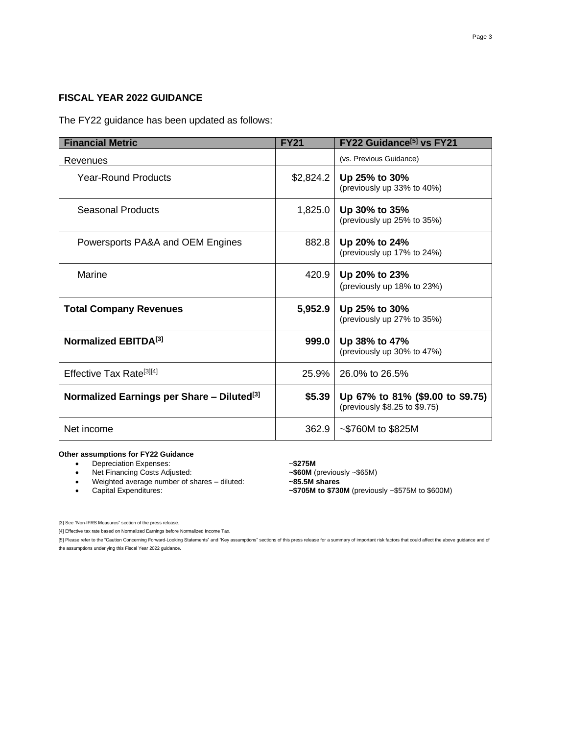## FISCAL YEAR 2022 GUIDANCE

The FY22 guidance has been updated as follows:

| Financial Metric | FY21 | FY22 Guidance[5] vs FY21 |
|---|---|---|
| Revenues | | (vs. Previous Guidance) |
| Year-Round Products | $2,824.2 | **Up 25% to 30%** (previously up 33% to 40%) |
| Seasonal Products | 1,825.0 | **Up 30% to 35%** (previously up 25% to 35%) |
| Powersports PA&A and OEM Engines | 882.8 | **Up 20% to 24%** (previously up 17% to 24%) |
| Marine | 420.9 | **Up 20% to 23%** (previously up 18% to 23%) |
| **Total Company Revenues** | **5,952.9** | **Up 25% to 30%** (previously up 27% to 35%) |
| **Normalized EBITDA[3]** | **999.0** | **Up 38% to 47%** (previously up 30% to 47%) |
| Effective Tax Rate[3][4] | 25.9% | 26.0% to 26.5% |
| **Normalized Earnings per Share – Diluted[3]** | **$5.39** | **Up 67% to 81% ($9.00 to $9.75)** (previously $8.25 to $9.75) |
| Net income | 362.9 | ~$760M to $825M |

**Other assumptions for FY22 Guidance**

- Depreciation Expenses: ~**$275M**
- Net Financing Costs Adjusted: **~$60M** (previously ~$65M)
- Weighted average number of shares – diluted: **~85.5M shares**
- Capital Expenditures: **~$705M to $730M** (previously ~$575M to $600M)

[3] See "Non-IFRS Measures" section of the press release.

[4] Effective tax rate based on Normalized Earnings before Normalized Income Tax.

[5] Please refer to the "Caution Concerning Forward-Looking Statements" and "Key assumptions" sections of this press release for a summary of important risk factors that could affect the above guidance and of the assumptions underlying this Fiscal Year 2022 guidance.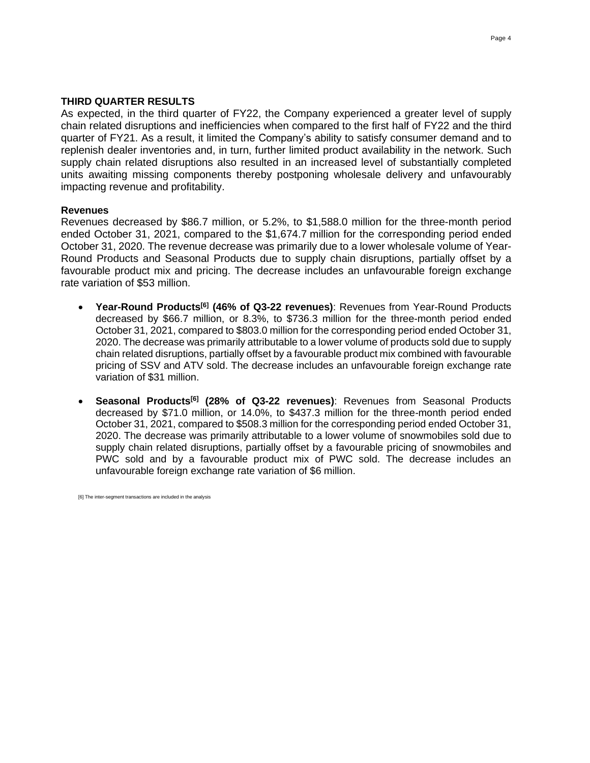## THIRD QUARTER RESULTS

As expected, in the third quarter of FY22, the Company experienced a greater level of supply chain related disruptions and inefficiencies when compared to the first half of FY22 and the third quarter of FY21. As a result, it limited the Company's ability to satisfy consumer demand and to replenish dealer inventories and, in turn, further limited product availability in the network. Such supply chain related disruptions also resulted in an increased level of substantially completed units awaiting missing components thereby postponing wholesale delivery and unfavourably impacting revenue and profitability.

### Revenues

Revenues decreased by $86.7 million, or 5.2%, to $1,588.0 million for the three-month period ended October 31, 2021, compared to the $1,674.7 million for the corresponding period ended October 31, 2020. The revenue decrease was primarily due to a lower wholesale volume of Year-Round Products and Seasonal Products due to supply chain disruptions, partially offset by a favourable product mix and pricing. The decrease includes an unfavourable foreign exchange rate variation of $53 million.

- **Year-Round Products[6] (46% of Q3-22 revenues)**: Revenues from Year-Round Products decreased by $66.7 million, or 8.3%, to $736.3 million for the three-month period ended October 31, 2021, compared to $803.0 million for the corresponding period ended October 31, 2020. The decrease was primarily attributable to a lower volume of products sold due to supply chain related disruptions, partially offset by a favourable product mix combined with favourable pricing of SSV and ATV sold. The decrease includes an unfavourable foreign exchange rate variation of $31 million.

- **Seasonal Products[6] (28% of Q3-22 revenues)**: Revenues from Seasonal Products decreased by $71.0 million, or 14.0%, to $437.3 million for the three-month period ended October 31, 2021, compared to $508.3 million for the corresponding period ended October 31, 2020. The decrease was primarily attributable to a lower volume of snowmobiles sold due to supply chain related disruptions, partially offset by a favourable pricing of snowmobiles and PWC sold and by a favourable product mix of PWC sold. The decrease includes an unfavourable foreign exchange rate variation of $6 million.

[6] The inter-segment transactions are included in the analysis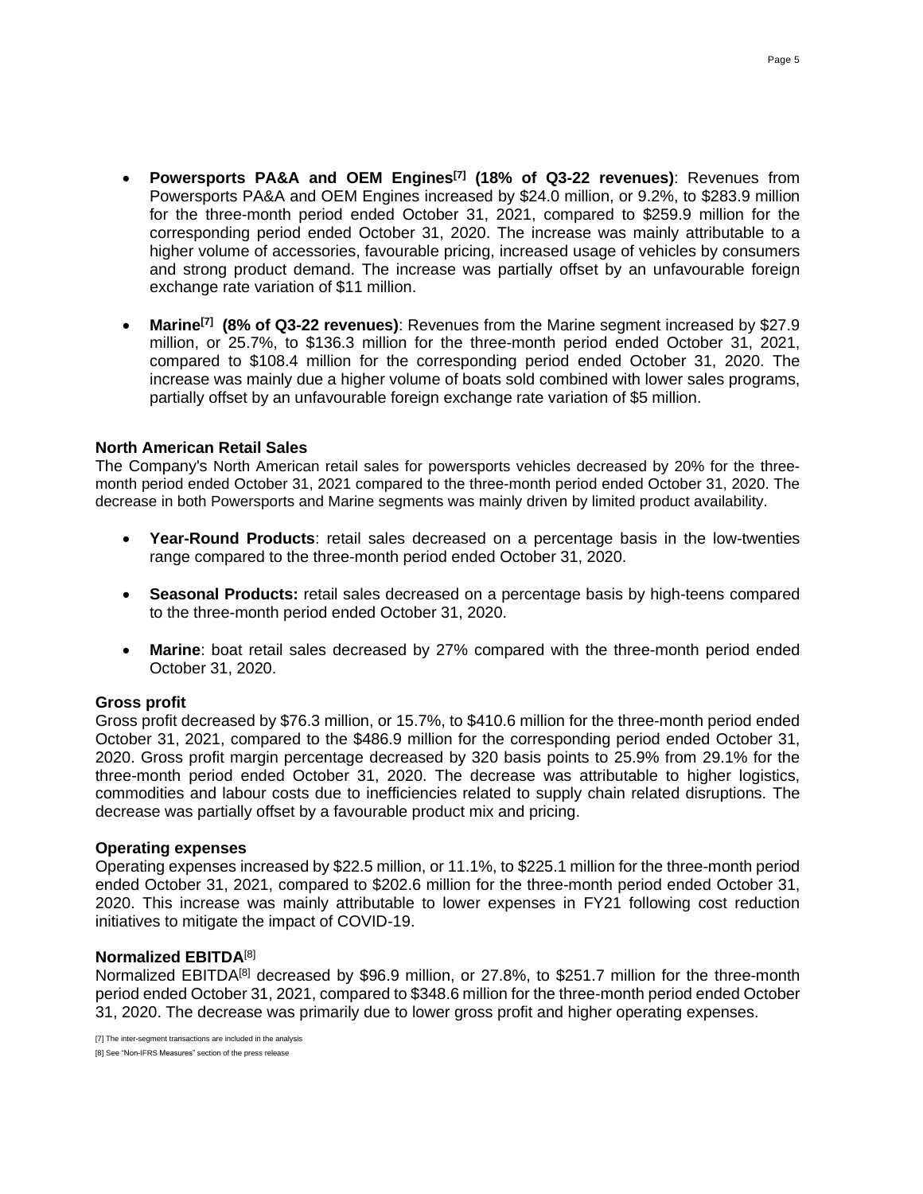- **Powersports PA&A and OEM Engines[7] (18% of Q3-22 revenues)**: Revenues from Powersports PA&A and OEM Engines increased by $24.0 million, or 9.2%, to $283.9 million for the three-month period ended October 31, 2021, compared to $259.9 million for the corresponding period ended October 31, 2020. The increase was mainly attributable to a higher volume of accessories, favourable pricing, increased usage of vehicles by consumers and strong product demand. The increase was partially offset by an unfavourable foreign exchange rate variation of $11 million.

- **Marine[7] (8% of Q3-22 revenues)**: Revenues from the Marine segment increased by $27.9 million, or 25.7%, to $136.3 million for the three-month period ended October 31, 2021, compared to $108.4 million for the corresponding period ended October 31, 2020. The increase was mainly due a higher volume of boats sold combined with lower sales programs, partially offset by an unfavourable foreign exchange rate variation of $5 million.

**North American Retail Sales**

The Company's North American retail sales for powersports vehicles decreased by 20% for the three-month period ended October 31, 2021 compared to the three-month period ended October 31, 2020. The decrease in both Powersports and Marine segments was mainly driven by limited product availability.

- **Year-Round Products**: retail sales decreased on a percentage basis in the low-twenties range compared to the three-month period ended October 31, 2020.

- **Seasonal Products:** retail sales decreased on a percentage basis by high-teens compared to the three-month period ended October 31, 2020.

- **Marine**: boat retail sales decreased by 27% compared with the three-month period ended October 31, 2020.

**Gross profit**

Gross profit decreased by $76.3 million, or 15.7%, to $410.6 million for the three-month period ended October 31, 2021, compared to the $486.9 million for the corresponding period ended October 31, 2020. Gross profit margin percentage decreased by 320 basis points to 25.9% from 29.1% for the three-month period ended October 31, 2020. The decrease was attributable to higher logistics, commodities and labour costs due to inefficiencies related to supply chain related disruptions. The decrease was partially offset by a favourable product mix and pricing.

**Operating expenses**

Operating expenses increased by $22.5 million, or 11.1%, to $225.1 million for the three-month period ended October 31, 2021, compared to $202.6 million for the three-month period ended October 31, 2020. This increase was mainly attributable to lower expenses in FY21 following cost reduction initiatives to mitigate the impact of COVID-19.

**Normalized EBITDA**[8]

Normalized EBITDA[8] decreased by $96.9 million, or 27.8%, to $251.7 million for the three-month period ended October 31, 2021, compared to $348.6 million for the three-month period ended October 31, 2020. The decrease was primarily due to lower gross profit and higher operating expenses.

[7] The inter-segment transactions are included in the analysis

[8] See "Non-IFRS Measures" section of the press release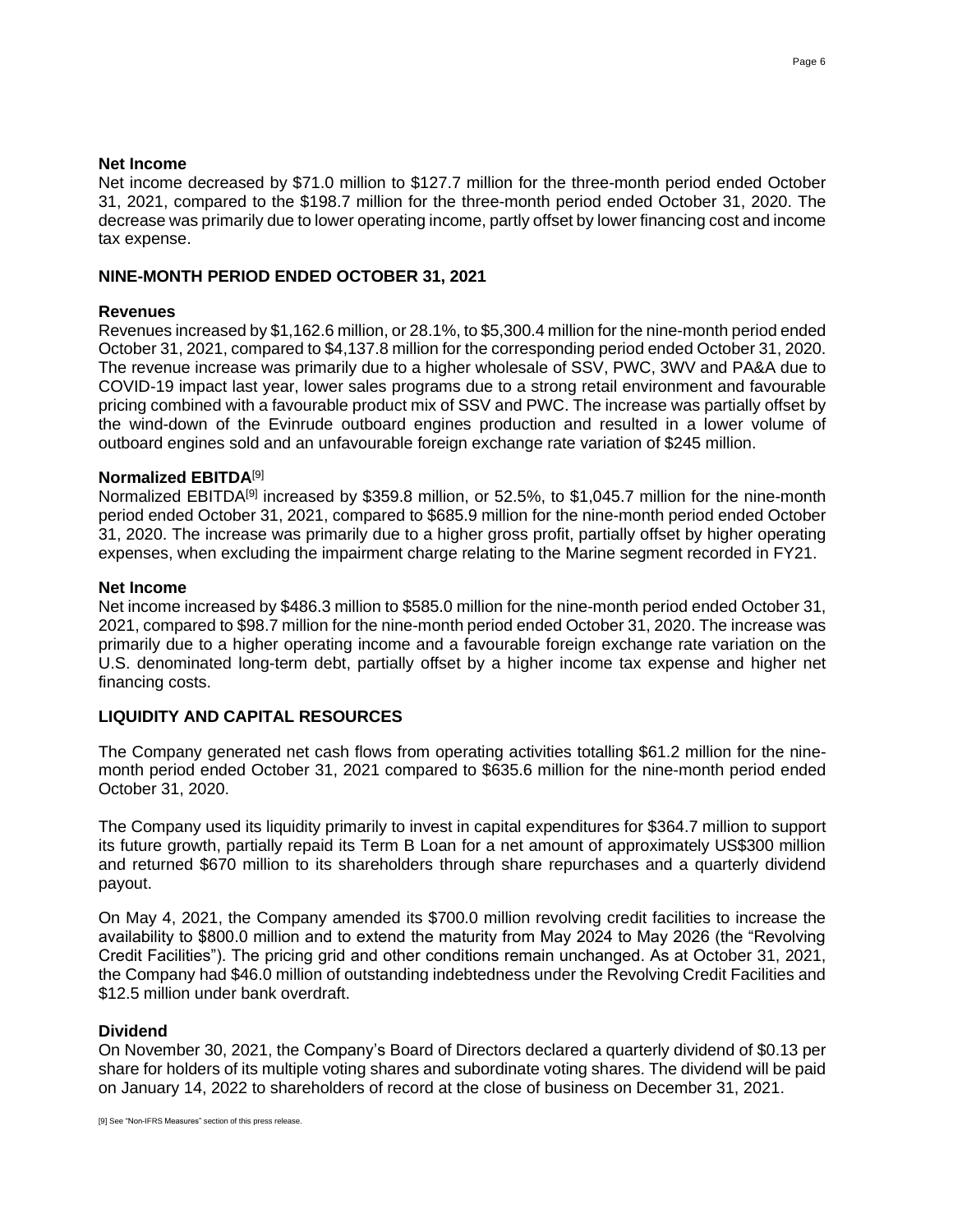### Net Income

Net income decreased by $71.0 million to $127.7 million for the three-month period ended October 31, 2021, compared to the $198.7 million for the three-month period ended October 31, 2020. The decrease was primarily due to lower operating income, partly offset by lower financing cost and income tax expense.

## NINE-MONTH PERIOD ENDED OCTOBER 31, 2021

### Revenues

Revenues increased by $1,162.6 million, or 28.1%, to $5,300.4 million for the nine-month period ended October 31, 2021, compared to $4,137.8 million for the corresponding period ended October 31, 2020. The revenue increase was primarily due to a higher wholesale of SSV, PWC, 3WV and PA&A due to COVID-19 impact last year, lower sales programs due to a strong retail environment and favourable pricing combined with a favourable product mix of SSV and PWC. The increase was partially offset by the wind-down of the Evinrude outboard engines production and resulted in a lower volume of outboard engines sold and an unfavourable foreign exchange rate variation of $245 million.

### Normalized EBITDA[9]

Normalized EBITDA[9] increased by $359.8 million, or 52.5%, to $1,045.7 million for the nine-month period ended October 31, 2021, compared to $685.9 million for the nine-month period ended October 31, 2020. The increase was primarily due to a higher gross profit, partially offset by higher operating expenses, when excluding the impairment charge relating to the Marine segment recorded in FY21.

### Net Income

Net income increased by $486.3 million to $585.0 million for the nine-month period ended October 31, 2021, compared to $98.7 million for the nine-month period ended October 31, 2020. The increase was primarily due to a higher operating income and a favourable foreign exchange rate variation on the U.S. denominated long-term debt, partially offset by a higher income tax expense and higher net financing costs.

## LIQUIDITY AND CAPITAL RESOURCES

The Company generated net cash flows from operating activities totalling $61.2 million for the nine-month period ended October 31, 2021 compared to $635.6 million for the nine-month period ended October 31, 2020.

The Company used its liquidity primarily to invest in capital expenditures for $364.7 million to support its future growth, partially repaid its Term B Loan for a net amount of approximately US$300 million and returned $670 million to its shareholders through share repurchases and a quarterly dividend payout.

On May 4, 2021, the Company amended its $700.0 million revolving credit facilities to increase the availability to $800.0 million and to extend the maturity from May 2024 to May 2026 (the "Revolving Credit Facilities"). The pricing grid and other conditions remain unchanged. As at October 31, 2021, the Company had $46.0 million of outstanding indebtedness under the Revolving Credit Facilities and $12.5 million under bank overdraft.

### Dividend

On November 30, 2021, the Company's Board of Directors declared a quarterly dividend of $0.13 per share for holders of its multiple voting shares and subordinate voting shares. The dividend will be paid on January 14, 2022 to shareholders of record at the close of business on December 31, 2021.

[9] See "Non-IFRS Measures" section of this press release.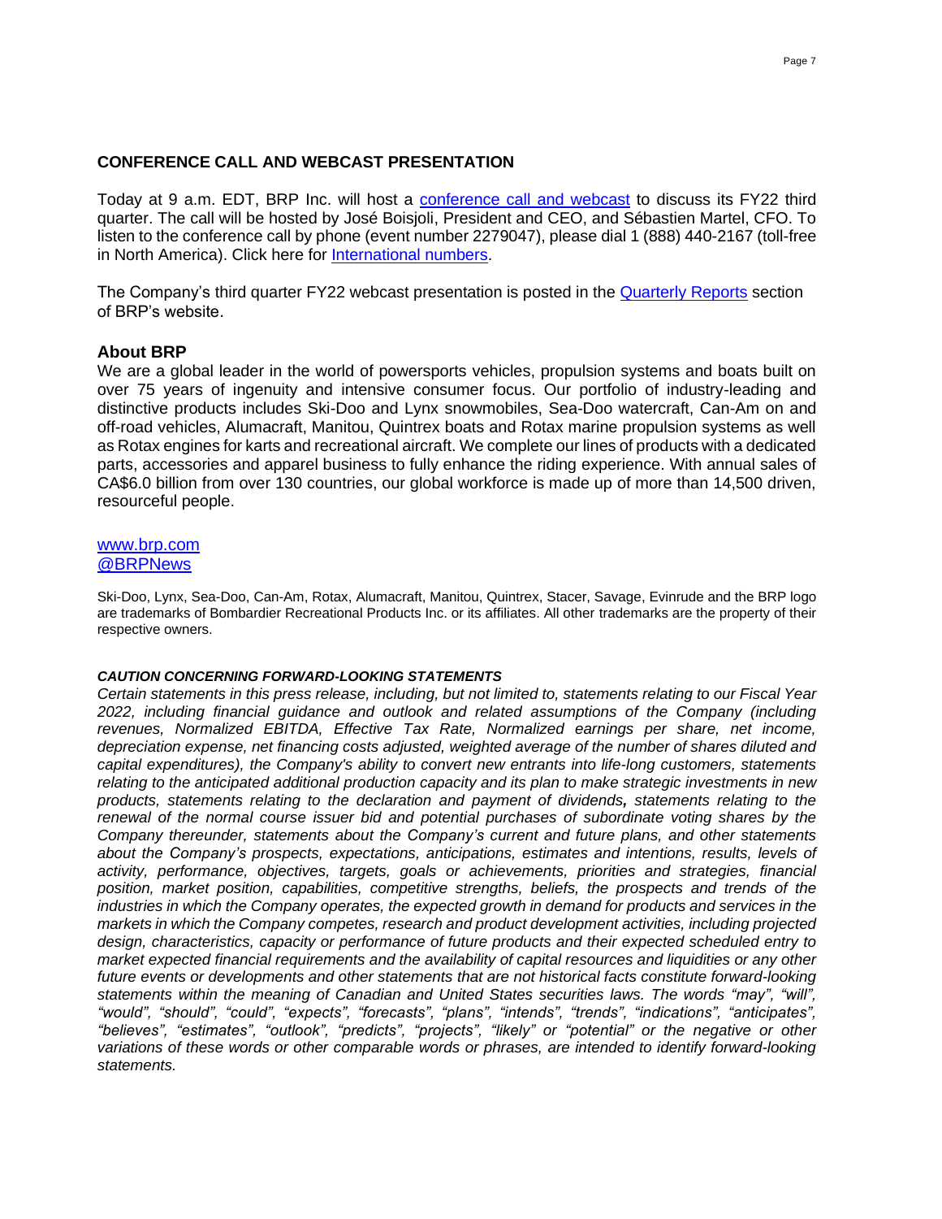## CONFERENCE CALL AND WEBCAST PRESENTATION

Today at 9 a.m. EDT, BRP Inc. will host a [conference call and webcast] to discuss its FY22 third quarter. The call will be hosted by José Boisjoli, President and CEO, and Sébastien Martel, CFO. To listen to the conference call by phone (event number 2279047), please dial 1 (888) 440-2167 (toll-free in North America). Click here for [International numbers].

The Company's third quarter FY22 webcast presentation is posted in the [Quarterly Reports] section of BRP's website.

## About BRP

We are a global leader in the world of powersports vehicles, propulsion systems and boats built on over 75 years of ingenuity and intensive consumer focus. Our portfolio of industry-leading and distinctive products includes Ski-Doo and Lynx snowmobiles, Sea-Doo watercraft, Can-Am on and off-road vehicles, Alumacraft, Manitou, Quintrex boats and Rotax marine propulsion systems as well as Rotax engines for karts and recreational aircraft. We complete our lines of products with a dedicated parts, accessories and apparel business to fully enhance the riding experience. With annual sales of CA$6.0 billion from over 130 countries, our global workforce is made up of more than 14,500 driven, resourceful people.

www.brp.com
@BRPNews

Ski-Doo, Lynx, Sea-Doo, Can-Am, Rotax, Alumacraft, Manitou, Quintrex, Stacer, Savage, Evinrude and the BRP logo are trademarks of Bombardier Recreational Products Inc. or its affiliates. All other trademarks are the property of their respective owners.

***CAUTION CONCERNING FORWARD-LOOKING STATEMENTS***

*Certain statements in this press release, including, but not limited to, statements relating to our Fiscal Year 2022, including financial guidance and outlook and related assumptions of the Company (including revenues, Normalized EBITDA, Effective Tax Rate, Normalized earnings per share, net income, depreciation expense, net financing costs adjusted, weighted average of the number of shares diluted and capital expenditures), the Company's ability to convert new entrants into life-long customers, statements relating to the anticipated additional production capacity and its plan to make strategic investments in new products, statements relating to the declaration and payment of dividends, statements relating to the renewal of the normal course issuer bid and potential purchases of subordinate voting shares by the Company thereunder, statements about the Company's current and future plans, and other statements about the Company's prospects, expectations, anticipations, estimates and intentions, results, levels of activity, performance, objectives, targets, goals or achievements, priorities and strategies, financial position, market position, capabilities, competitive strengths, beliefs, the prospects and trends of the industries in which the Company operates, the expected growth in demand for products and services in the markets in which the Company competes, research and product development activities, including projected design, characteristics, capacity or performance of future products and their expected scheduled entry to market expected financial requirements and the availability of capital resources and liquidities or any other future events or developments and other statements that are not historical facts constitute forward-looking statements within the meaning of Canadian and United States securities laws. The words "may", "will", "would", "should", "could", "expects", "forecasts", "plans", "intends", "trends", "indications", "anticipates", "believes", "estimates", "outlook", "predicts", "projects", "likely" or "potential" or the negative or other variations of these words or other comparable words or phrases, are intended to identify forward-looking statements.*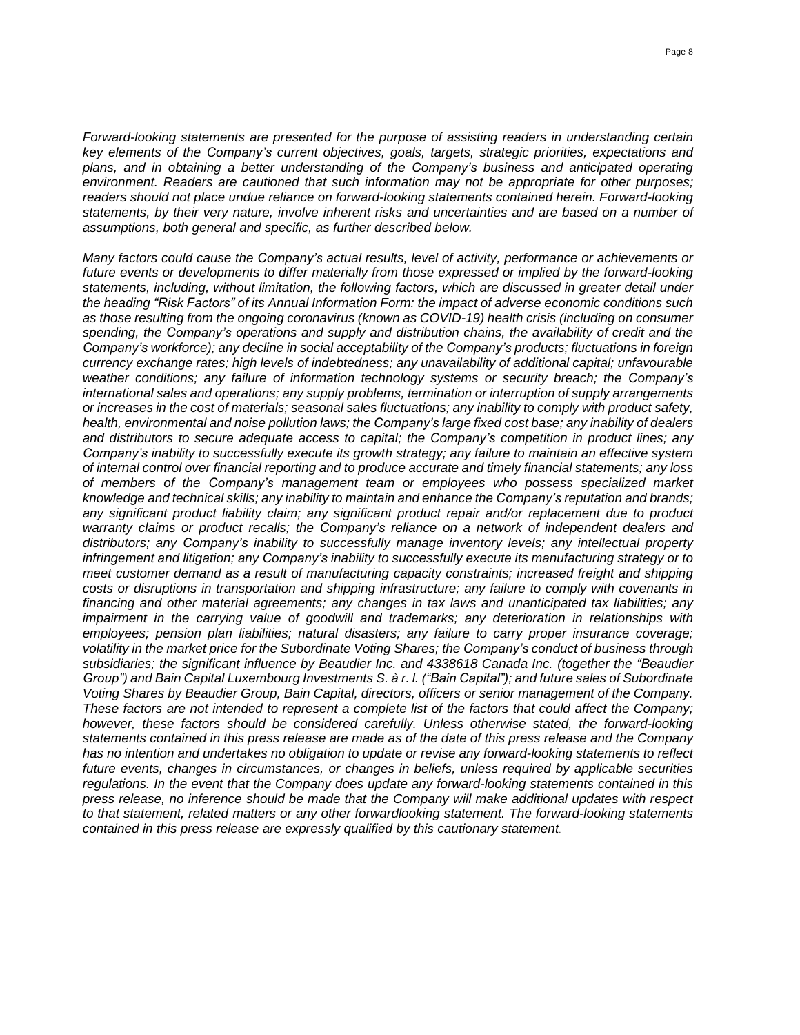*Forward-looking statements are presented for the purpose of assisting readers in understanding certain key elements of the Company's current objectives, goals, targets, strategic priorities, expectations and plans, and in obtaining a better understanding of the Company's business and anticipated operating environment. Readers are cautioned that such information may not be appropriate for other purposes; readers should not place undue reliance on forward-looking statements contained herein. Forward-looking statements, by their very nature, involve inherent risks and uncertainties and are based on a number of assumptions, both general and specific, as further described below.*

*Many factors could cause the Company's actual results, level of activity, performance or achievements or future events or developments to differ materially from those expressed or implied by the forward-looking statements, including, without limitation, the following factors, which are discussed in greater detail under the heading "Risk Factors" of its Annual Information Form: the impact of adverse economic conditions such as those resulting from the ongoing coronavirus (known as COVID-19) health crisis (including on consumer spending, the Company's operations and supply and distribution chains, the availability of credit and the Company's workforce); any decline in social acceptability of the Company's products; fluctuations in foreign currency exchange rates; high levels of indebtedness; any unavailability of additional capital; unfavourable weather conditions; any failure of information technology systems or security breach; the Company's international sales and operations; any supply problems, termination or interruption of supply arrangements or increases in the cost of materials; seasonal sales fluctuations; any inability to comply with product safety, health, environmental and noise pollution laws; the Company's large fixed cost base; any inability of dealers and distributors to secure adequate access to capital; the Company's competition in product lines; any Company's inability to successfully execute its growth strategy; any failure to maintain an effective system of internal control over financial reporting and to produce accurate and timely financial statements; any loss of members of the Company's management team or employees who possess specialized market knowledge and technical skills; any inability to maintain and enhance the Company's reputation and brands; any significant product liability claim; any significant product repair and/or replacement due to product warranty claims or product recalls; the Company's reliance on a network of independent dealers and distributors; any Company's inability to successfully manage inventory levels; any intellectual property infringement and litigation; any Company's inability to successfully execute its manufacturing strategy or to meet customer demand as a result of manufacturing capacity constraints; increased freight and shipping costs or disruptions in transportation and shipping infrastructure; any failure to comply with covenants in financing and other material agreements; any changes in tax laws and unanticipated tax liabilities; any impairment in the carrying value of goodwill and trademarks; any deterioration in relationships with employees; pension plan liabilities; natural disasters; any failure to carry proper insurance coverage; volatility in the market price for the Subordinate Voting Shares; the Company's conduct of business through subsidiaries; the significant influence by Beaudier Inc. and 4338618 Canada Inc. (together the "Beaudier Group") and Bain Capital Luxembourg Investments S. à r. l. ("Bain Capital"); and future sales of Subordinate Voting Shares by Beaudier Group, Bain Capital, directors, officers or senior management of the Company. These factors are not intended to represent a complete list of the factors that could affect the Company; however, these factors should be considered carefully. Unless otherwise stated, the forward-looking statements contained in this press release are made as of the date of this press release and the Company has no intention and undertakes no obligation to update or revise any forward-looking statements to reflect future events, changes in circumstances, or changes in beliefs, unless required by applicable securities regulations. In the event that the Company does update any forward-looking statements contained in this press release, no inference should be made that the Company will make additional updates with respect to that statement, related matters or any other forwardlooking statement. The forward-looking statements contained in this press release are expressly qualified by this cautionary statement.*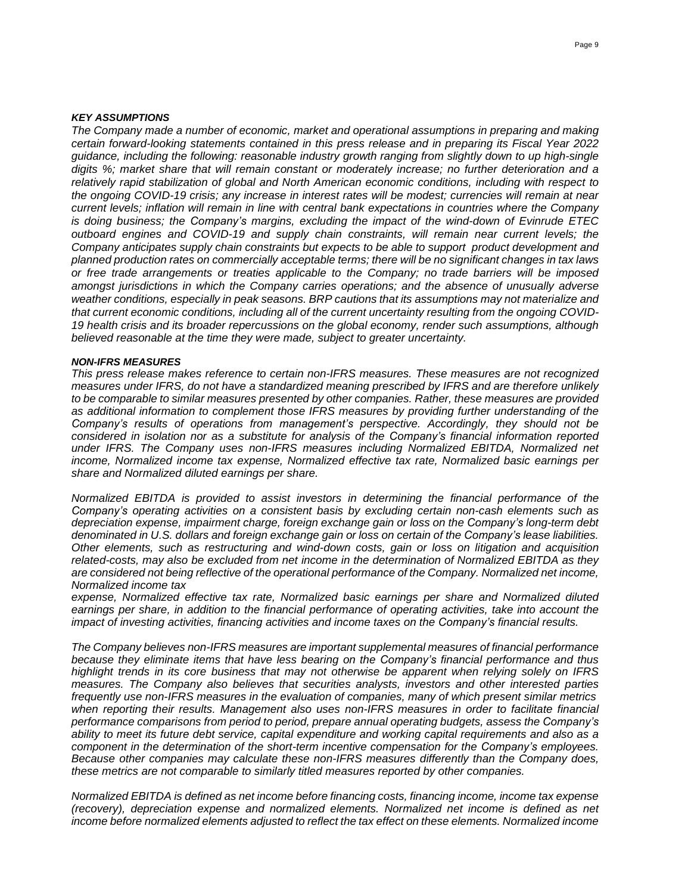***KEY ASSUMPTIONS***

*The Company made a number of economic, market and operational assumptions in preparing and making certain forward-looking statements contained in this press release and in preparing its Fiscal Year 2022 guidance, including the following: reasonable industry growth ranging from slightly down to up high-single digits %; market share that will remain constant or moderately increase; no further deterioration and a relatively rapid stabilization of global and North American economic conditions, including with respect to the ongoing COVID-19 crisis; any increase in interest rates will be modest; currencies will remain at near current levels; inflation will remain in line with central bank expectations in countries where the Company is doing business; the Company's margins, excluding the impact of the wind-down of Evinrude ETEC outboard engines and COVID-19 and supply chain constraints, will remain near current levels; the Company anticipates supply chain constraints but expects to be able to support product development and planned production rates on commercially acceptable terms; there will be no significant changes in tax laws or free trade arrangements or treaties applicable to the Company; no trade barriers will be imposed amongst jurisdictions in which the Company carries operations; and the absence of unusually adverse weather conditions, especially in peak seasons. BRP cautions that its assumptions may not materialize and that current economic conditions, including all of the current uncertainty resulting from the ongoing COVID-19 health crisis and its broader repercussions on the global economy, render such assumptions, although believed reasonable at the time they were made, subject to greater uncertainty.*

***NON-IFRS MEASURES***

*This press release makes reference to certain non-IFRS measures. These measures are not recognized measures under IFRS, do not have a standardized meaning prescribed by IFRS and are therefore unlikely to be comparable to similar measures presented by other companies. Rather, these measures are provided as additional information to complement those IFRS measures by providing further understanding of the Company's results of operations from management's perspective. Accordingly, they should not be considered in isolation nor as a substitute for analysis of the Company's financial information reported under IFRS. The Company uses non-IFRS measures including Normalized EBITDA, Normalized net income, Normalized income tax expense, Normalized effective tax rate, Normalized basic earnings per share and Normalized diluted earnings per share.*

*Normalized EBITDA is provided to assist investors in determining the financial performance of the Company's operating activities on a consistent basis by excluding certain non-cash elements such as depreciation expense, impairment charge, foreign exchange gain or loss on the Company's long-term debt denominated in U.S. dollars and foreign exchange gain or loss on certain of the Company's lease liabilities. Other elements, such as restructuring and wind-down costs, gain or loss on litigation and acquisition related-costs, may also be excluded from net income in the determination of Normalized EBITDA as they are considered not being reflective of the operational performance of the Company. Normalized net income, Normalized income tax expense, Normalized effective tax rate, Normalized basic earnings per share and Normalized diluted earnings per share, in addition to the financial performance of operating activities, take into account the impact of investing activities, financing activities and income taxes on the Company's financial results.*

*The Company believes non-IFRS measures are important supplemental measures of financial performance because they eliminate items that have less bearing on the Company's financial performance and thus highlight trends in its core business that may not otherwise be apparent when relying solely on IFRS measures. The Company also believes that securities analysts, investors and other interested parties frequently use non-IFRS measures in the evaluation of companies, many of which present similar metrics when reporting their results. Management also uses non-IFRS measures in order to facilitate financial performance comparisons from period to period, prepare annual operating budgets, assess the Company's ability to meet its future debt service, capital expenditure and working capital requirements and also as a component in the determination of the short-term incentive compensation for the Company's employees. Because other companies may calculate these non-IFRS measures differently than the Company does, these metrics are not comparable to similarly titled measures reported by other companies.*

*Normalized EBITDA is defined as net income before financing costs, financing income, income tax expense (recovery), depreciation expense and normalized elements. Normalized net income is defined as net income before normalized elements adjusted to reflect the tax effect on these elements. Normalized income*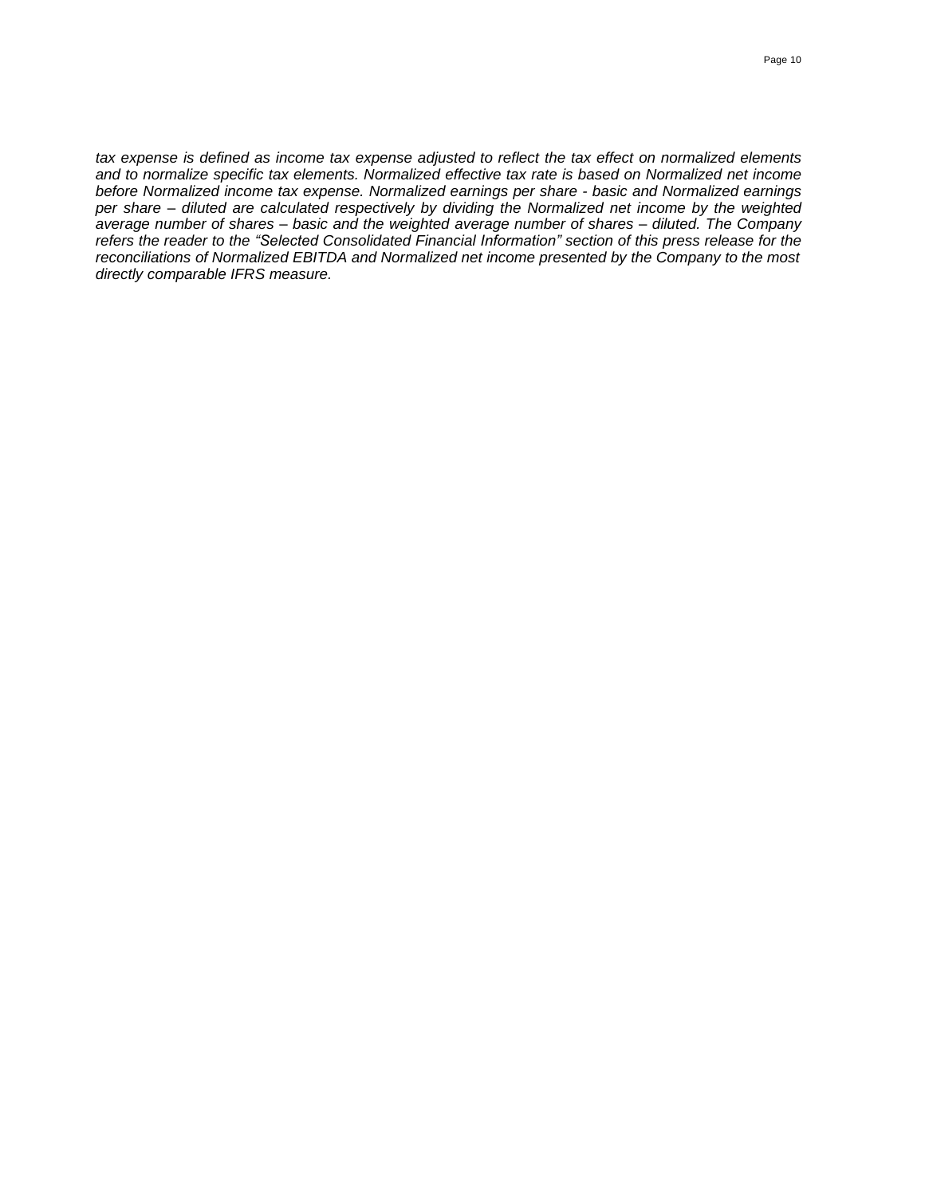*tax expense is defined as income tax expense adjusted to reflect the tax effect on normalized elements and to normalize specific tax elements. Normalized effective tax rate is based on Normalized net income before Normalized income tax expense. Normalized earnings per share - basic and Normalized earnings per share – diluted are calculated respectively by dividing the Normalized net income by the weighted average number of shares – basic and the weighted average number of shares – diluted. The Company refers the reader to the "Selected Consolidated Financial Information" section of this press release for the reconciliations of Normalized EBITDA and Normalized net income presented by the Company to the most directly comparable IFRS measure.*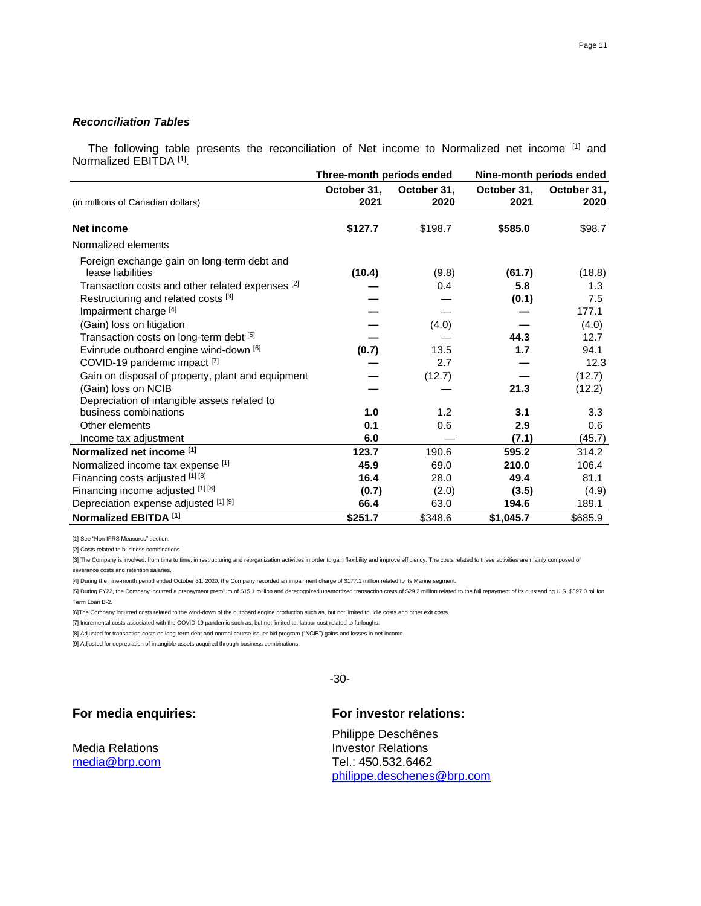### *Reconciliation Tables*

The following table presents the reconciliation of Net income to Normalized net income [1] and Normalized EBITDA [1].

| | Three-month periods ended | | Nine-month periods ended | |
|---|---|---|---|---|
| (in millions of Canadian dollars) | **October 31, 2021** | **October 31, 2020** | **October 31, 2021** | **October 31, 2020** |
| **Net income** | **$127.7** | $198.7 | **$585.0** | $98.7 |
| Normalized elements | | | | |
| Foreign exchange gain on long-term debt and lease liabilities | **(10.4)** | (9.8) | **(61.7)** | (18.8) |
| Transaction costs and other related expenses [2] | **—** | 0.4 | **5.8** | 1.3 |
| Restructuring and related costs [3] | **—** | — | **(0.1)** | 7.5 |
| Impairment charge [4] | **—** | — | **—** | 177.1 |
| (Gain) loss on litigation | **—** | (4.0) | **—** | (4.0) |
| Transaction costs on long-term debt [5] | **—** | — | **44.3** | 12.7 |
| Evinrude outboard engine wind-down [6] | **(0.7)** | 13.5 | **1.7** | 94.1 |
| COVID-19 pandemic impact [7] | **—** | 2.7 | **—** | 12.3 |
| Gain on disposal of property, plant and equipment | **—** | (12.7) | **—** | (12.7) |
| (Gain) loss on NCIB | **—** | — | **21.3** | (12.2) |
| Depreciation of intangible assets related to business combinations | **1.0** | 1.2 | **3.1** | 3.3 |
| Other elements | **0.1** | 0.6 | **2.9** | 0.6 |
| Income tax adjustment | **6.0** | — | **(7.1)** | (45.7) |
| **Normalized net income [1]** | **123.7** | 190.6 | **595.2** | 314.2 |
| Normalized income tax expense [1] | **45.9** | 69.0 | **210.0** | 106.4 |
| Financing costs adjusted [1] [8] | **16.4** | 28.0 | **49.4** | 81.1 |
| Financing income adjusted [1] [8] | **(0.7)** | (2.0) | **(3.5)** | (4.9) |
| Depreciation expense adjusted [1] [9] | **66.4** | 63.0 | **194.6** | 189.1 |
| **Normalized EBITDA [1]** | **$251.7** | $348.6 | **$1,045.7** | $685.9 |

[1] See "Non-IFRS Measures" section.

[2] Costs related to business combinations.

[3] The Company is involved, from time to time, in restructuring and reorganization activities in order to gain flexibility and improve efficiency. The costs related to these activities are mainly composed of severance costs and retention salaries.

[4] During the nine-month period ended October 31, 2020, the Company recorded an impairment charge of $177.1 million related to its Marine segment.

[5] During FY22, the Company incurred a prepayment premium of $15.1 million and derecognized unamortized transaction costs of $29.2 million related to the full repayment of its outstanding U.S. $597.0 million Term Loan B-2.

[6]The Company incurred costs related to the wind-down of the outboard engine production such as, but not limited to, idle costs and other exit costs.

[7] Incremental costs associated with the COVID-19 pandemic such as, but not limited to, labour cost related to furloughs.

[8] Adjusted for transaction costs on long-term debt and normal course issuer bid program ("NCIB") gains and losses in net income.

[9] Adjusted for depreciation of intangible assets acquired through business combinations.

-30-

**For media enquiries:**

Media Relations
media@brp.com

**For investor relations:**

Philippe Deschênes
Investor Relations
Tel.: 450.532.6462
philippe.deschenes@brp.com